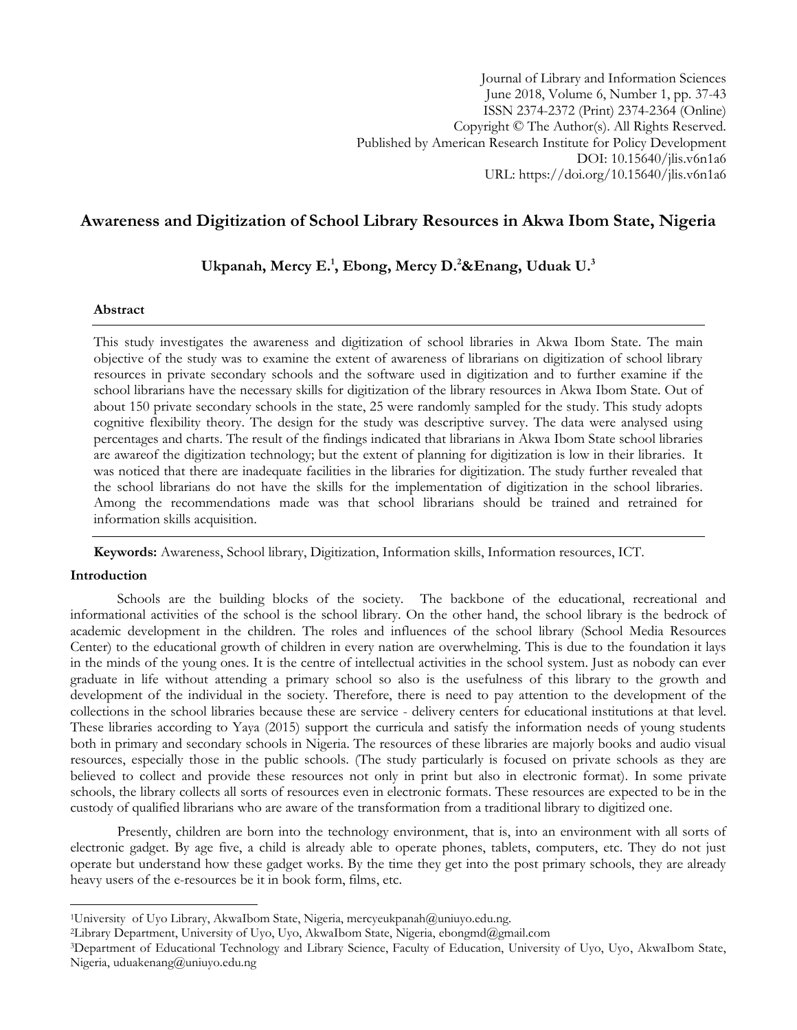Journal of Library and Information Sciences
June 2018, Volume 6, Number 1, pp. 37-43
ISSN 2374-2372 (Print) 2374-2364 (Online)
Copyright © The Author(s). All Rights Reserved.
Published by American Research Institute for Policy Development
DOI: 10.15640/jlis.v6n1a6
URL: https://doi.org/10.15640/jlis.v6n1a6

# Awareness and Digitization of School Library Resources in Akwa Ibom State, Nigeria

**Ukpanah, Mercy E.[1], Ebong, Mercy D.[2]&Enang, Uduak U.[3]**

### Abstract

This study investigates the awareness and digitization of school libraries in Akwa Ibom State. The main objective of the study was to examine the extent of awareness of librarians on digitization of school library resources in private secondary schools and the software used in digitization and to further examine if the school librarians have the necessary skills for digitization of the library resources in Akwa Ibom State. Out of about 150 private secondary schools in the state, 25 were randomly sampled for the study. This study adopts cognitive flexibility theory. The design for the study was descriptive survey. The data were analysed using percentages and charts. The result of the findings indicated that librarians in Akwa Ibom State school libraries are awareof the digitization technology; but the extent of planning for digitization is low in their libraries. It was noticed that there are inadequate facilities in the libraries for digitization. The study further revealed that the school librarians do not have the skills for the implementation of digitization in the school libraries. Among the recommendations made was that school librarians should be trained and retrained for information skills acquisition.

**Keywords:** Awareness, School library, Digitization, Information skills, Information resources, ICT.

### Introduction

Schools are the building blocks of the society. The backbone of the educational, recreational and informational activities of the school is the school library. On the other hand, the school library is the bedrock of academic development in the children. The roles and influences of the school library (School Media Resources Center) to the educational growth of children in every nation are overwhelming. This is due to the foundation it lays in the minds of the young ones. It is the centre of intellectual activities in the school system. Just as nobody can ever graduate in life without attending a primary school so also is the usefulness of this library to the growth and development of the individual in the society. Therefore, there is need to pay attention to the development of the collections in the school libraries because these are service - delivery centers for educational institutions at that level. These libraries according to Yaya (2015) support the curricula and satisfy the information needs of young students both in primary and secondary schools in Nigeria. The resources of these libraries are majorly books and audio visual resources, especially those in the public schools. (The study particularly is focused on private schools as they are believed to collect and provide these resources not only in print but also in electronic format). In some private schools, the library collects all sorts of resources even in electronic formats. These resources are expected to be in the custody of qualified librarians who are aware of the transformation from a traditional library to digitized one.

Presently, children are born into the technology environment, that is, into an environment with all sorts of electronic gadget. By age five, a child is already able to operate phones, tablets, computers, etc. They do not just operate but understand how these gadget works. By the time they get into the post primary schools, they are already heavy users of the e-resources be it in book form, films, etc.

---

[1]University of Uyo Library, AkwaIbom State, Nigeria, mercyeukpanah@uniuyo.edu.ng.

[2]Library Department, University of Uyo, Uyo, AkwaIbom State, Nigeria, ebongmd@gmail.com

[3]Department of Educational Technology and Library Science, Faculty of Education, University of Uyo, Uyo, AkwaIbom State, Nigeria, uduakenang@uniuyo.edu.ng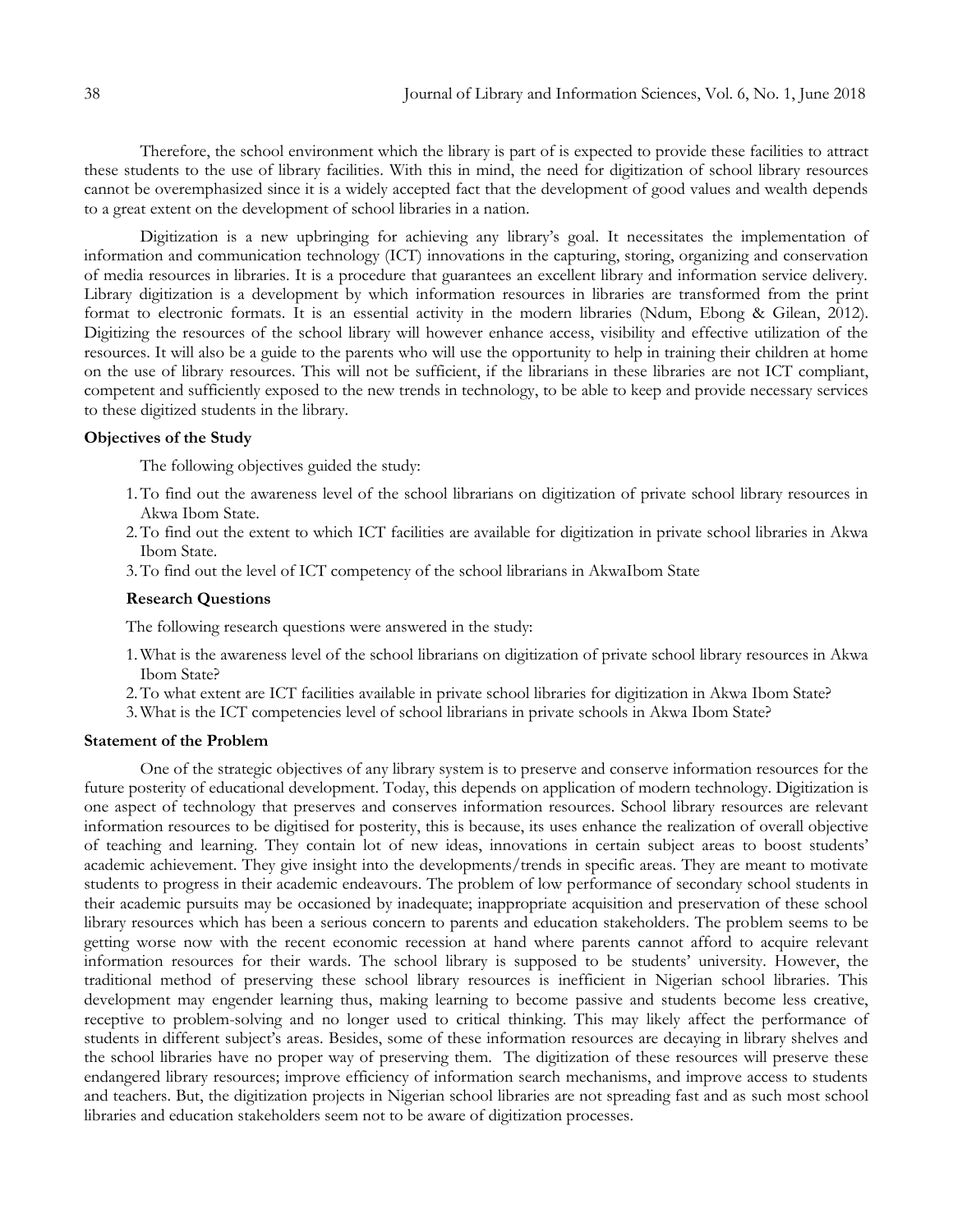Therefore, the school environment which the library is part of is expected to provide these facilities to attract these students to the use of library facilities. With this in mind, the need for digitization of school library resources cannot be overemphasized since it is a widely accepted fact that the development of good values and wealth depends to a great extent on the development of school libraries in a nation.

Digitization is a new upbringing for achieving any library's goal. It necessitates the implementation of information and communication technology (ICT) innovations in the capturing, storing, organizing and conservation of media resources in libraries. It is a procedure that guarantees an excellent library and information service delivery. Library digitization is a development by which information resources in libraries are transformed from the print format to electronic formats. It is an essential activity in the modern libraries (Ndum, Ebong & Gilean, 2012). Digitizing the resources of the school library will however enhance access, visibility and effective utilization of the resources. It will also be a guide to the parents who will use the opportunity to help in training their children at home on the use of library resources. This will not be sufficient, if the librarians in these libraries are not ICT compliant, competent and sufficiently exposed to the new trends in technology, to be able to keep and provide necessary services to these digitized students in the library.

### Objectives of the Study

The following objectives guided the study:

1. To find out the awareness level of the school librarians on digitization of private school library resources in Akwa Ibom State.
2. To find out the extent to which ICT facilities are available for digitization in private school libraries in Akwa Ibom State.
3. To find out the level of ICT competency of the school librarians in AkwaIbom State

### Research Questions

The following research questions were answered in the study:

1. What is the awareness level of the school librarians on digitization of private school library resources in Akwa Ibom State?
2. To what extent are ICT facilities available in private school libraries for digitization in Akwa Ibom State?
3. What is the ICT competencies level of school librarians in private schools in Akwa Ibom State?

### Statement of the Problem

One of the strategic objectives of any library system is to preserve and conserve information resources for the future posterity of educational development. Today, this depends on application of modern technology. Digitization is one aspect of technology that preserves and conserves information resources. School library resources are relevant information resources to be digitised for posterity, this is because, its uses enhance the realization of overall objective of teaching and learning. They contain lot of new ideas, innovations in certain subject areas to boost students' academic achievement. They give insight into the developments/trends in specific areas. They are meant to motivate students to progress in their academic endeavours. The problem of low performance of secondary school students in their academic pursuits may be occasioned by inadequate; inappropriate acquisition and preservation of these school library resources which has been a serious concern to parents and education stakeholders. The problem seems to be getting worse now with the recent economic recession at hand where parents cannot afford to acquire relevant information resources for their wards. The school library is supposed to be students' university. However, the traditional method of preserving these school library resources is inefficient in Nigerian school libraries. This development may engender learning thus, making learning to become passive and students become less creative, receptive to problem-solving and no longer used to critical thinking. This may likely affect the performance of students in different subject's areas. Besides, some of these information resources are decaying in library shelves and the school libraries have no proper way of preserving them. The digitization of these resources will preserve these endangered library resources; improve efficiency of information search mechanisms, and improve access to students and teachers. But, the digitization projects in Nigerian school libraries are not spreading fast and as such most school libraries and education stakeholders seem not to be aware of digitization processes.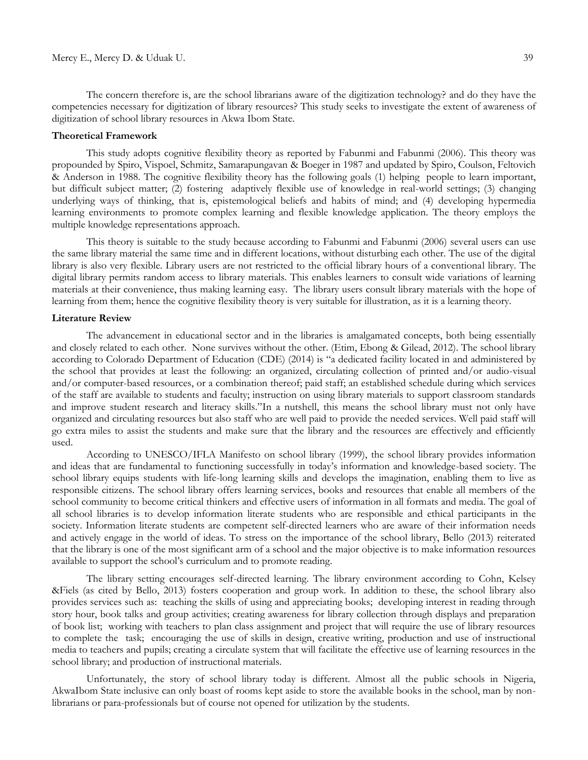The concern therefore is, are the school librarians aware of the digitization technology? and do they have the competencies necessary for digitization of library resources? This study seeks to investigate the extent of awareness of digitization of school library resources in Akwa Ibom State.

**Theoretical Framework**

This study adopts cognitive flexibility theory as reported by Fabunmi and Fabunmi (2006). This theory was propounded by Spiro, Vispoel, Schmitz, Samarapungavan & Boeger in 1987 and updated by Spiro, Coulson, Feltovich & Anderson in 1988. The cognitive flexibility theory has the following goals (1) helping people to learn important, but difficult subject matter; (2) fostering adaptively flexible use of knowledge in real-world settings; (3) changing underlying ways of thinking, that is, epistemological beliefs and habits of mind; and (4) developing hypermedia learning environments to promote complex learning and flexible knowledge application. The theory employs the multiple knowledge representations approach.

This theory is suitable to the study because according to Fabunmi and Fabunmi (2006) several users can use the same library material the same time and in different locations, without disturbing each other. The use of the digital library is also very flexible. Library users are not restricted to the official library hours of a conventional library. The digital library permits random access to library materials. This enables learners to consult wide variations of learning materials at their convenience, thus making learning easy. The library users consult library materials with the hope of learning from them; hence the cognitive flexibility theory is very suitable for illustration, as it is a learning theory.

**Literature Review**

The advancement in educational sector and in the libraries is amalgamated concepts, both being essentially and closely related to each other. None survives without the other. (Etim, Ebong & Gilead, 2012). The school library according to Colorado Department of Education (CDE) (2014) is "a dedicated facility located in and administered by the school that provides at least the following: an organized, circulating collection of printed and/or audio-visual and/or computer-based resources, or a combination thereof; paid staff; an established schedule during which services of the staff are available to students and faculty; instruction on using library materials to support classroom standards and improve student research and literacy skills."In a nutshell, this means the school library must not only have organized and circulating resources but also staff who are well paid to provide the needed services. Well paid staff will go extra miles to assist the students and make sure that the library and the resources are effectively and efficiently used.

According to UNESCO/IFLA Manifesto on school library (1999), the school library provides information and ideas that are fundamental to functioning successfully in today's information and knowledge-based society. The school library equips students with life-long learning skills and develops the imagination, enabling them to live as responsible citizens. The school library offers learning services, books and resources that enable all members of the school community to become critical thinkers and effective users of information in all formats and media. The goal of all school libraries is to develop information literate students who are responsible and ethical participants in the society. Information literate students are competent self-directed learners who are aware of their information needs and actively engage in the world of ideas. To stress on the importance of the school library, Bello (2013) reiterated that the library is one of the most significant arm of a school and the major objective is to make information resources available to support the school's curriculum and to promote reading.

The library setting encourages self-directed learning. The library environment according to Cohn, Kelsey &Fiels (as cited by Bello, 2013) fosters cooperation and group work. In addition to these, the school library also provides services such as: teaching the skills of using and appreciating books; developing interest in reading through story hour, book talks and group activities; creating awareness for library collection through displays and preparation of book list; working with teachers to plan class assignment and project that will require the use of library resources to complete the task; encouraging the use of skills in design, creative writing, production and use of instructional media to teachers and pupils; creating a circulate system that will facilitate the effective use of learning resources in the school library; and production of instructional materials.

Unfortunately, the story of school library today is different. Almost all the public schools in Nigeria, AkwaIbom State inclusive can only boast of rooms kept aside to store the available books in the school, man by non-librarians or para-professionals but of course not opened for utilization by the students.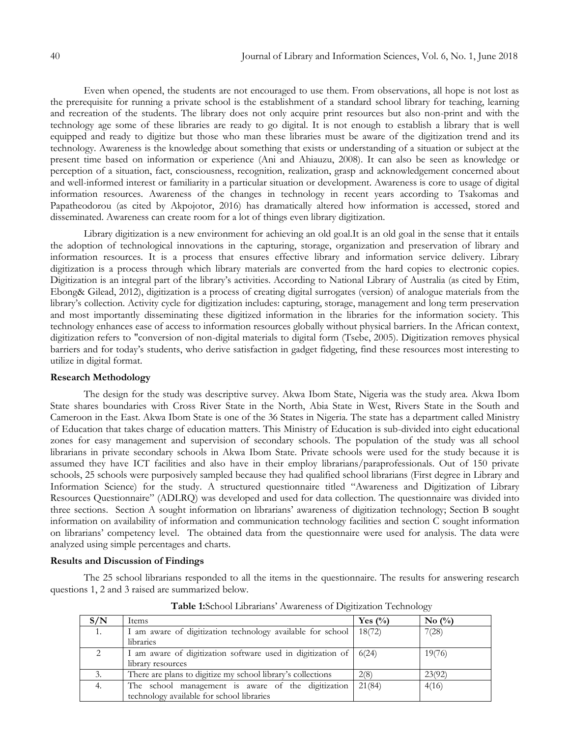Even when opened, the students are not encouraged to use them. From observations, all hope is not lost as the prerequisite for running a private school is the establishment of a standard school library for teaching, learning and recreation of the students. The library does not only acquire print resources but also non-print and with the technology age some of these libraries are ready to go digital. It is not enough to establish a library that is well equipped and ready to digitize but those who man these libraries must be aware of the digitization trend and its technology. Awareness is the knowledge about something that exists or understanding of a situation or subject at the present time based on information or experience (Ani and Ahiauzu, 2008). It can also be seen as knowledge or perception of a situation, fact, consciousness, recognition, realization, grasp and acknowledgement concerned about and well-informed interest or familiarity in a particular situation or development. Awareness is core to usage of digital information resources. Awareness of the changes in technology in recent years according to Tsakomas and Papatheodorou (as cited by Akpojotor, 2016) has dramatically altered how information is accessed, stored and disseminated. Awareness can create room for a lot of things even library digitization.

Library digitization is a new environment for achieving an old goal.It is an old goal in the sense that it entails the adoption of technological innovations in the capturing, storage, organization and preservation of library and information resources. It is a process that ensures effective library and information service delivery. Library digitization is a process through which library materials are converted from the hard copies to electronic copies. Digitization is an integral part of the library's activities. According to National Library of Australia (as cited by Etim, Ebong& Gilead, 2012), digitization is a process of creating digital surrogates (version) of analogue materials from the library's collection. Activity cycle for digitization includes: capturing, storage, management and long term preservation and most importantly disseminating these digitized information in the libraries for the information society. This technology enhances ease of access to information resources globally without physical barriers. In the African context, digitization refers to "conversion of non-digital materials to digital form (Tsebe, 2005). Digitization removes physical barriers and for today's students, who derive satisfaction in gadget fidgeting, find these resources most interesting to utilize in digital format.

**Research Methodology**

The design for the study was descriptive survey. Akwa Ibom State, Nigeria was the study area. Akwa Ibom State shares boundaries with Cross River State in the North, Abia State in West, Rivers State in the South and Cameroon in the East. Akwa Ibom State is one of the 36 States in Nigeria. The state has a department called Ministry of Education that takes charge of education matters. This Ministry of Education is sub-divided into eight educational zones for easy management and supervision of secondary schools. The population of the study was all school librarians in private secondary schools in Akwa Ibom State. Private schools were used for the study because it is assumed they have ICT facilities and also have in their employ librarians/paraprofessionals. Out of 150 private schools, 25 schools were purposively sampled because they had qualified school librarians (First degree in Library and Information Science) for the study. A structured questionnaire titled "Awareness and Digitization of Library Resources Questionnaire" (ADLRQ) was developed and used for data collection. The questionnaire was divided into three sections. Section A sought information on librarians' awareness of digitization technology; Section B sought information on availability of information and communication technology facilities and section C sought information on librarians' competency level. The obtained data from the questionnaire were used for analysis. The data were analyzed using simple percentages and charts.

**Results and Discussion of Findings**

The 25 school librarians responded to all the items in the questionnaire. The results for answering research questions 1, 2 and 3 raised are summarized below.

**Table 1:**School Librarians' Awareness of Digitization Technology

| S/N | Items | Yes (%) | No (%) |
|---|---|---|---|
| 1. | I am aware of digitization technology available for school libraries | 18(72) | 7(28) |
| 2 | I am aware of digitization software used in digitization of library resources | 6(24) | 19(76) |
| 3. | There are plans to digitize my school library's collections | 2(8) | 23(92) |
| 4. | The school management is aware of the digitization technology available for school libraries | 21(84) | 4(16) |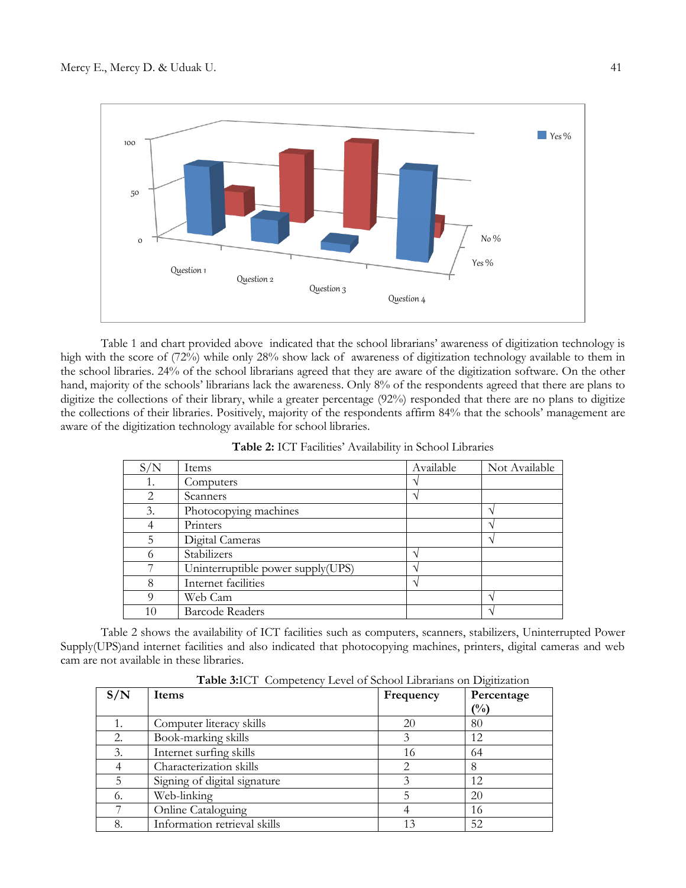Table 1 and chart provided above indicated that the school librarians' awareness of digitization technology is high with the score of (72%) while only 28% show lack of awareness of digitization technology available to them in the school libraries. 24% of the school librarians agreed that they are aware of the digitization software. On the other hand, majority of the schools' librarians lack the awareness. Only 8% of the respondents agreed that there are plans to digitize the collections of their library, while a greater percentage (92%) responded that there are no plans to digitize the collections of their libraries. Positively, majority of the respondents affirm 84% that the schools' management are aware of the digitization technology available for school libraries.

**Table 2:** ICT Facilities' Availability in School Libraries

| S/N | Items | Available | Not Available |
|---|---|---|---|
| 1. | Computers | √ | |
| 2 | Scanners | √ | |
| 3. | Photocopying machines | | √ |
| 4 | Printers | | √ |
| 5 | Digital Cameras | | √ |
| 6 | Stabilizers | √ | |
| 7 | Uninterruptible power supply(UPS) | √ | |
| 8 | Internet facilities | √ | |
| 9 | Web Cam | | √ |
| 10 | Barcode Readers | | √ |

Table 2 shows the availability of ICT facilities such as computers, scanners, stabilizers, Uninterrupted Power Supply(UPS)and internet facilities and also indicated that photocopying machines, printers, digital cameras and web cam are not available in these libraries.

**Table 3:**ICT Competency Level of School Librarians on Digitization

| **S/N** | **Items** | **Frequency** | **Percentage (%)** |
|---|---|---|---|
| 1. | Computer literacy skills | 20 | 80 |
| 2. | Book-marking skills | 3 | 12 |
| 3. | Internet surfing skills | 16 | 64 |
| 4 | Characterization skills | 2 | 8 |
| 5 | Signing of digital signature | 3 | 12 |
| 6. | Web-linking | 5 | 20 |
| 7 | Online Cataloguing | 4 | 16 |
| 8. | Information retrieval skills | 13 | 52 |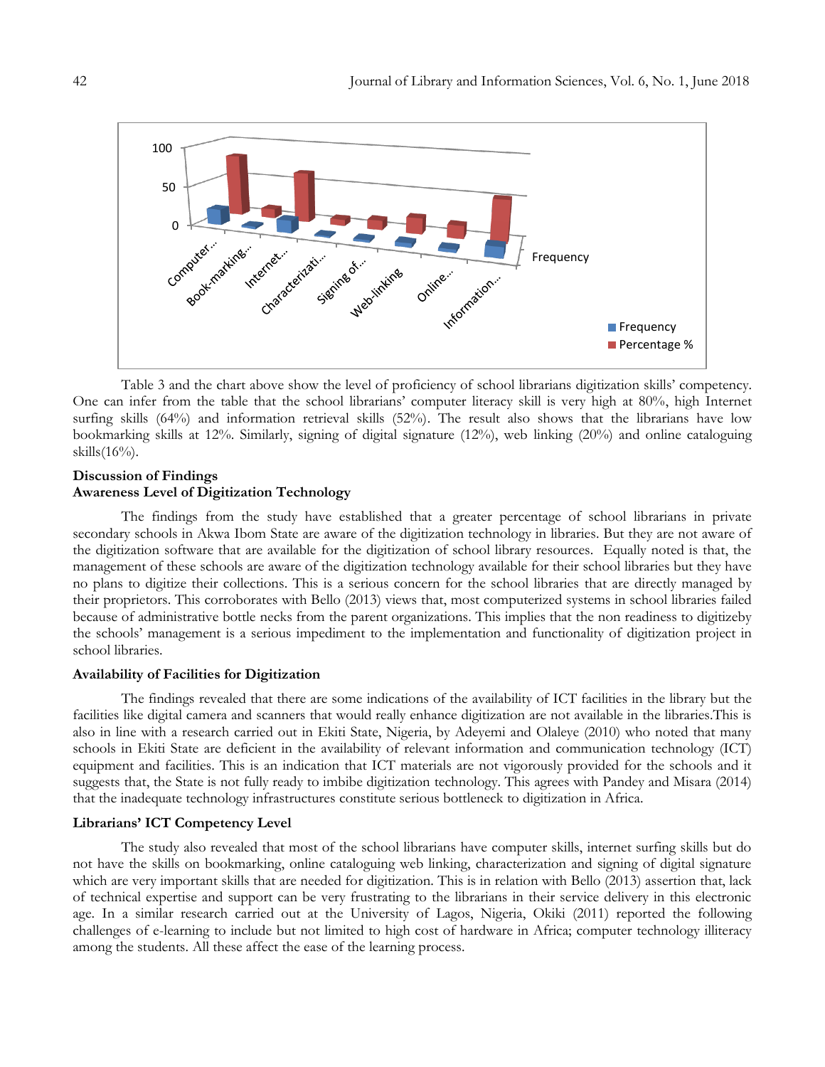Table 3 and the chart above show the level of proficiency of school librarians digitization skills' competency. One can infer from the table that the school librarians' computer literacy skill is very high at 80%, high Internet surfing skills (64%) and information retrieval skills (52%). The result also shows that the librarians have low bookmarking skills at 12%. Similarly, signing of digital signature (12%), web linking (20%) and online cataloguing skills(16%).

### Discussion of Findings

### Awareness Level of Digitization Technology

The findings from the study have established that a greater percentage of school librarians in private secondary schools in Akwa Ibom State are aware of the digitization technology in libraries. But they are not aware of the digitization software that are available for the digitization of school library resources. Equally noted is that, the management of these schools are aware of the digitization technology available for their school libraries but they have no plans to digitize their collections. This is a serious concern for the school libraries that are directly managed by their proprietors. This corroborates with Bello (2013) views that, most computerized systems in school libraries failed because of administrative bottle necks from the parent organizations. This implies that the non readiness to digitizeby the schools' management is a serious impediment to the implementation and functionality of digitization project in school libraries.

### Availability of Facilities for Digitization

The findings revealed that there are some indications of the availability of ICT facilities in the library but the facilities like digital camera and scanners that would really enhance digitization are not available in the libraries.This is also in line with a research carried out in Ekiti State, Nigeria, by Adeyemi and Olaleye (2010) who noted that many schools in Ekiti State are deficient in the availability of relevant information and communication technology (ICT) equipment and facilities. This is an indication that ICT materials are not vigorously provided for the schools and it suggests that, the State is not fully ready to imbibe digitization technology. This agrees with Pandey and Misara (2014) that the inadequate technology infrastructures constitute serious bottleneck to digitization in Africa.

### Librarians' ICT Competency Level

The study also revealed that most of the school librarians have computer skills, internet surfing skills but do not have the skills on bookmarking, online cataloguing web linking, characterization and signing of digital signature which are very important skills that are needed for digitization. This is in relation with Bello (2013) assertion that, lack of technical expertise and support can be very frustrating to the librarians in their service delivery in this electronic age. In a similar research carried out at the University of Lagos, Nigeria, Okiki (2011) reported the following challenges of e-learning to include but not limited to high cost of hardware in Africa; computer technology illiteracy among the students. All these affect the ease of the learning process.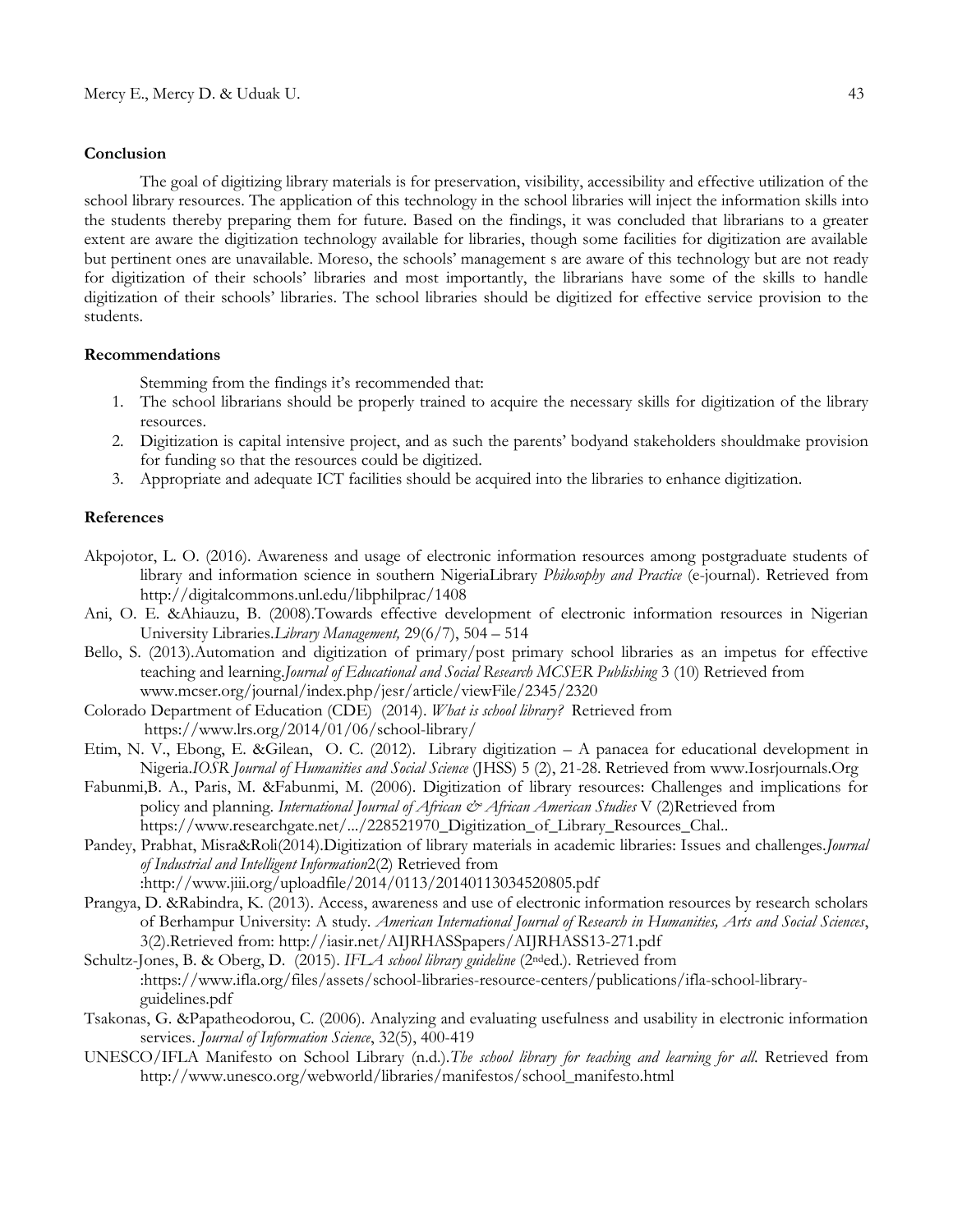## Conclusion

The goal of digitizing library materials is for preservation, visibility, accessibility and effective utilization of the school library resources. The application of this technology in the school libraries will inject the information skills into the students thereby preparing them for future. Based on the findings, it was concluded that librarians to a greater extent are aware the digitization technology available for libraries, though some facilities for digitization are available but pertinent ones are unavailable. Moreso, the schools' management s are aware of this technology but are not ready for digitization of their schools' libraries and most importantly, the librarians have some of the skills to handle digitization of their schools' libraries. The school libraries should be digitized for effective service provision to the students.

## Recommendations

Stemming from the findings it's recommended that:

1. The school librarians should be properly trained to acquire the necessary skills for digitization of the library resources.
2. Digitization is capital intensive project, and as such the parents' bodyand stakeholders shouldmake provision for funding so that the resources could be digitized.
3. Appropriate and adequate ICT facilities should be acquired into the libraries to enhance digitization.

## References

Akpojotor, L. O. (2016). Awareness and usage of electronic information resources among postgraduate students of library and information science in southern NigeriaLibrary *Philosophy and Practice* (e-journal). Retrieved from http://digitalcommons.unl.edu/libphilprac/1408

Ani, O. E. &Ahiauzu, B. (2008).Towards effective development of electronic information resources in Nigerian University Libraries.*Library Management,* 29(6/7), 504 – 514

Bello, S. (2013).Automation and digitization of primary/post primary school libraries as an impetus for effective teaching and learning.*Journal of Educational and Social Research MCSER Publishing* 3 (10) Retrieved from www.mcser.org/journal/index.php/jesr/article/viewFile/2345/2320

Colorado Department of Education (CDE) (2014). *What is school library?* Retrieved from https://www.lrs.org/2014/01/06/school-library/

Etim, N. V., Ebong, E. &Gilean, O. C. (2012). Library digitization – A panacea for educational development in Nigeria.*IOSR Journal of Humanities and Social Science* (JHSS) 5 (2), 21-28. Retrieved from www.Iosrjournals.Org

Fabunmi,B. A., Paris, M. &Fabunmi, M. (2006). Digitization of library resources: Challenges and implications for policy and planning. *International Journal of African & African American Studies* V (2)Retrieved from https://www.researchgate.net/.../228521970_Digitization_of_Library_Resources_Chal..

Pandey, Prabhat, Misra&Roli(2014).Digitization of library materials in academic libraries: Issues and challenges.*Journal of Industrial and Intelligent Information*2(2) Retrieved from :http://www.jiii.org/uploadfile/2014/0113/20140113034520805.pdf

Prangya, D. &Rabindra, K. (2013). Access, awareness and use of electronic information resources by research scholars of Berhampur University: A study. *American International Journal of Research in Humanities, Arts and Social Sciences*, 3(2).Retrieved from: http://iasir.net/AIJRHASSpapers/AIJRHASS13-271.pdf

Schultz-Jones, B. & Oberg, D. (2015). *IFLA school library guideline* (2nded.). Retrieved from :https://www.ifla.org/files/assets/school-libraries-resource-centers/publications/ifla-school-library-guidelines.pdf

Tsakonas, G. &Papatheodorou, C. (2006). Analyzing and evaluating usefulness and usability in electronic information services. *Journal of Information Science*, 32(5), 400-419

UNESCO/IFLA Manifesto on School Library (n.d.).*The school library for teaching and learning for all*. Retrieved from http://www.unesco.org/webworld/libraries/manifestos/school_manifesto.html